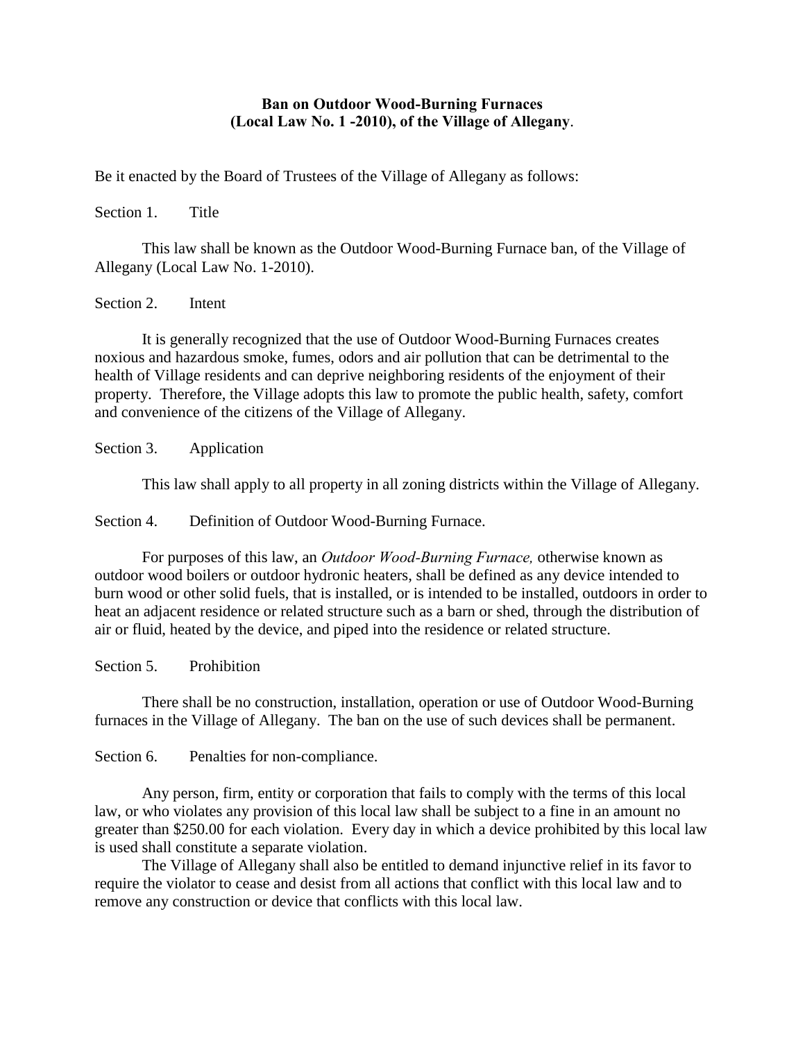# Ban on Outdoor Wood-Burning Furnaces
## (Local Law No. 1 -2010), of the Village of Allegany.

Be it enacted by the Board of Trustees of the Village of Allegany as follows:

Section 1. Title

This law shall be known as the Outdoor Wood-Burning Furnace ban, of the Village of Allegany (Local Law No. 1-2010).

Section 2. Intent

It is generally recognized that the use of Outdoor Wood-Burning Furnaces creates noxious and hazardous smoke, fumes, odors and air pollution that can be detrimental to the health of Village residents and can deprive neighboring residents of the enjoyment of their property. Therefore, the Village adopts this law to promote the public health, safety, comfort and convenience of the citizens of the Village of Allegany.

Section 3. Application

This law shall apply to all property in all zoning districts within the Village of Allegany.

Section 4. Definition of Outdoor Wood-Burning Furnace.

For purposes of this law, an *Outdoor Wood-Burning Furnace,* otherwise known as outdoor wood boilers or outdoor hydronic heaters, shall be defined as any device intended to burn wood or other solid fuels, that is installed, or is intended to be installed, outdoors in order to heat an adjacent residence or related structure such as a barn or shed, through the distribution of air or fluid, heated by the device, and piped into the residence or related structure.

Section 5. Prohibition

There shall be no construction, installation, operation or use of Outdoor Wood-Burning furnaces in the Village of Allegany. The ban on the use of such devices shall be permanent.

Section 6. Penalties for non-compliance.

Any person, firm, entity or corporation that fails to comply with the terms of this local law, or who violates any provision of this local law shall be subject to a fine in an amount no greater than $250.00 for each violation. Every day in which a device prohibited by this local law is used shall constitute a separate violation.

The Village of Allegany shall also be entitled to demand injunctive relief in its favor to require the violator to cease and desist from all actions that conflict with this local law and to remove any construction or device that conflicts with this local law.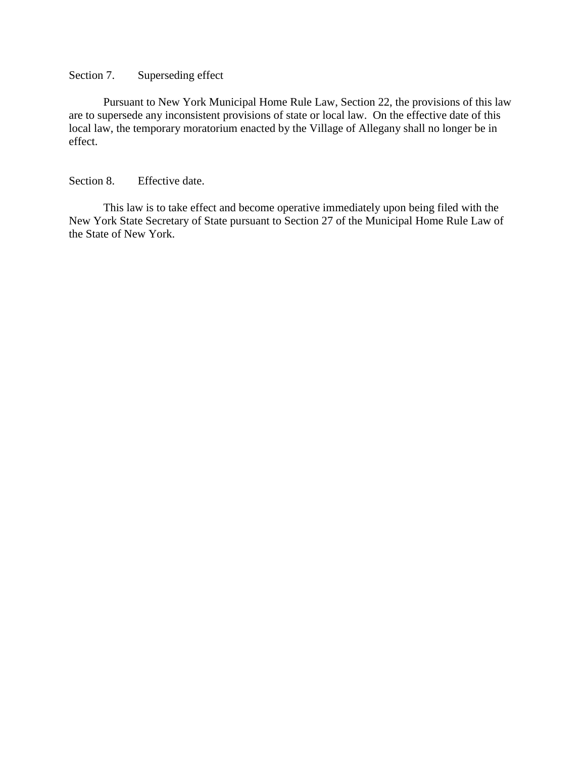Section 7. Superseding effect

Pursuant to New York Municipal Home Rule Law, Section 22, the provisions of this law are to supersede any inconsistent provisions of state or local law. On the effective date of this local law, the temporary moratorium enacted by the Village of Allegany shall no longer be in effect.

Section 8. Effective date.

This law is to take effect and become operative immediately upon being filed with the New York State Secretary of State pursuant to Section 27 of the Municipal Home Rule Law of the State of New York.